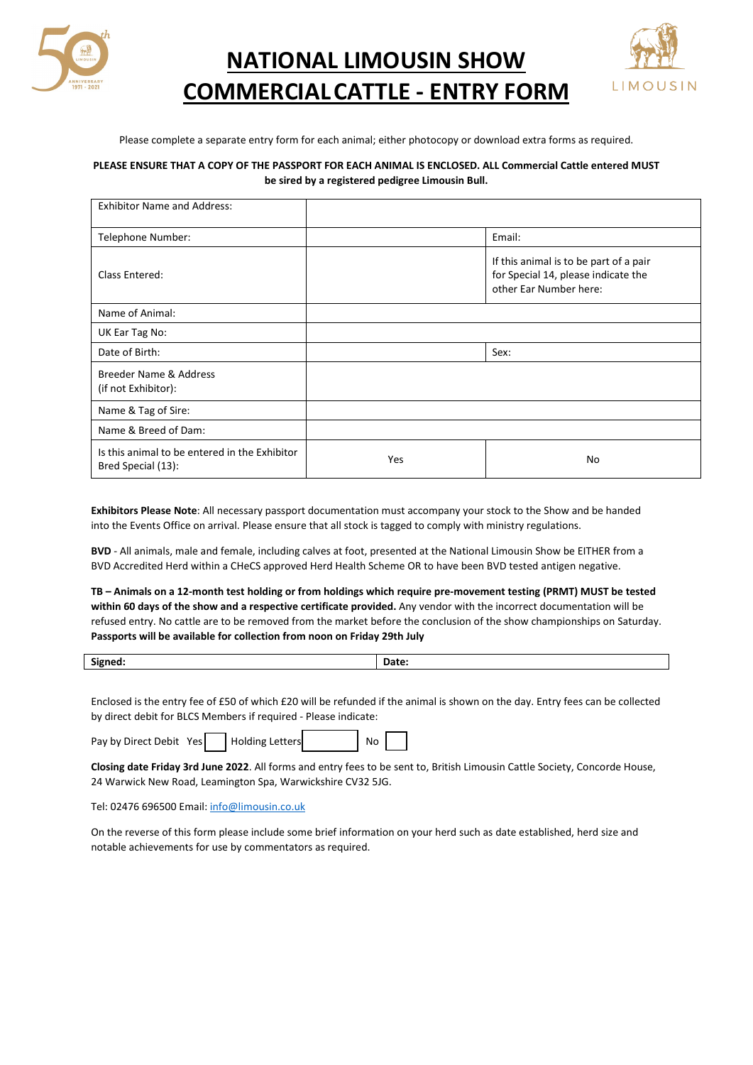# NATIONAL LIMOUSIN SHOW COMMERCIAL CATTLE - ENTRY FORM

Please complete a separate entry form for each animal; either photocopy or download extra forms as required.

**PLEASE ENSURE THAT A COPY OF THE PASSPORT FOR EACH ANIMAL IS ENCLOSED. ALL Commercial Cattle entered MUST be sired by a registered pedigree Limousin Bull.**

| | | |
|---|---|---|
| Exhibitor Name and Address: | | |
| Telephone Number: | | Email: |
| Class Entered: | | If this animal is to be part of a pair for Special 14, please indicate the other Ear Number here: |
| Name of Animal: | | |
| UK Ear Tag No: | | |
| Date of Birth: | | Sex: |
| Breeder Name & Address (if not Exhibitor): | | |
| Name & Tag of Sire: | | |
| Name & Breed of Dam: | | |
| Is this animal to be entered in the Exhibitor Bred Special (13): | Yes | No |

**Exhibitors Please Note**: All necessary passport documentation must accompany your stock to the Show and be handed into the Events Office on arrival. Please ensure that all stock is tagged to comply with ministry regulations.

**BVD** - All animals, male and female, including calves at foot, presented at the National Limousin Show be EITHER from a BVD Accredited Herd within a CHeCS approved Herd Health Scheme OR to have been BVD tested antigen negative.

**TB – Animals on a 12-month test holding or from holdings which require pre-movement testing (PRMT) MUST be tested within 60 days of the show and a respective certificate provided.** Any vendor with the incorrect documentation will be refused entry. No cattle are to be removed from the market before the conclusion of the show championships on Saturday. **Passports will be available for collection from noon on Friday 29th July**

| **Signed:** | **Date:** |
|---|---|

Enclosed is the entry fee of £50 of which £20 will be refunded if the animal is shown on the day. Entry fees can be collected by direct debit for BLCS Members if required - Please indicate:

Pay by Direct Debit Yes ☐ Holding Letters ☐ No ☐

**Closing date Friday 3rd June 2022**. All forms and entry fees to be sent to, British Limousin Cattle Society, Concorde House, 24 Warwick New Road, Leamington Spa, Warwickshire CV32 5JG.

Tel: 02476 696500 Email: info@limousin.co.uk

On the reverse of this form please include some brief information on your herd such as date established, herd size and notable achievements for use by commentators as required.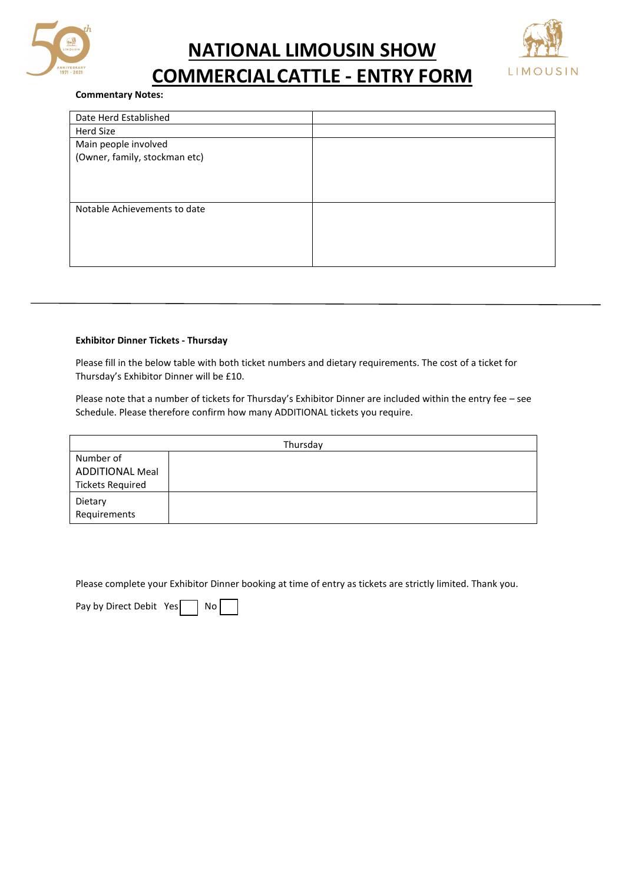# NATIONAL LIMOUSIN SHOW
# COMMERCIAL CATTLE - ENTRY FORM

**Commentary Notes:**

| | |
|---|---|
| Date Herd Established | |
| Herd Size | |
| Main people involved (Owner, family, stockman etc) | |
| Notable Achievements to date | |

---

**Exhibitor Dinner Tickets - Thursday**

Please fill in the below table with both ticket numbers and dietary requirements. The cost of a ticket for Thursday's Exhibitor Dinner will be £10.

Please note that a number of tickets for Thursday's Exhibitor Dinner are included within the entry fee – see Schedule. Please therefore confirm how many ADDITIONAL tickets you require.

| | Thursday |
|---|---|
| Number of ADDITIONAL Meal Tickets Required | |
| Dietary Requirements | |

Please complete your Exhibitor Dinner booking at time of entry as tickets are strictly limited. Thank you.

Pay by Direct Debit Yes ☐ No ☐